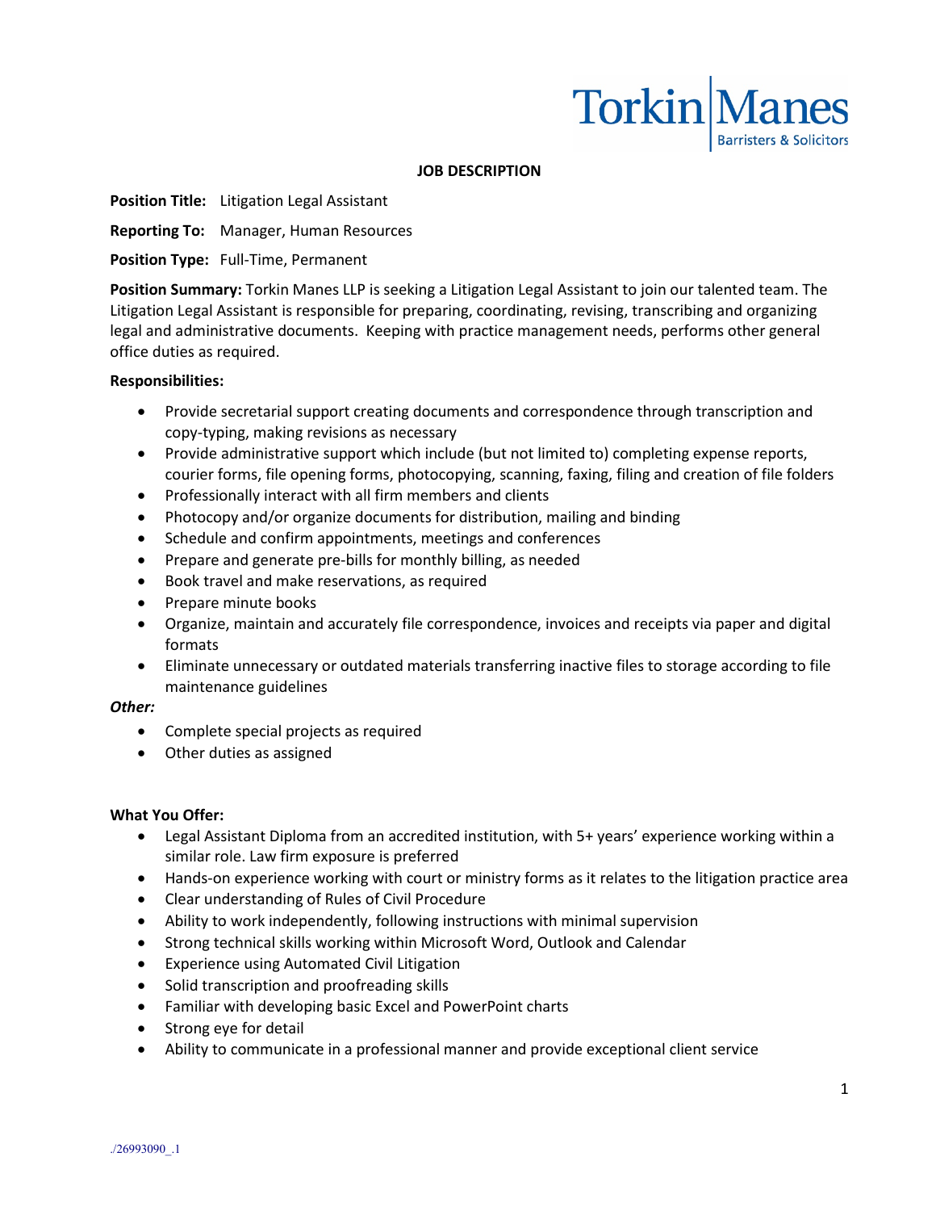Torkin Manes
Barristers & Solicitors

# JOB DESCRIPTION

**Position Title:** Litigation Legal Assistant

**Reporting To:** Manager, Human Resources

**Position Type:** Full-Time, Permanent

**Position Summary:** Torkin Manes LLP is seeking a Litigation Legal Assistant to join our talented team. The Litigation Legal Assistant is responsible for preparing, coordinating, revising, transcribing and organizing legal and administrative documents. Keeping with practice management needs, performs other general office duties as required.

**Responsibilities:**

- Provide secretarial support creating documents and correspondence through transcription and copy-typing, making revisions as necessary
- Provide administrative support which include (but not limited to) completing expense reports, courier forms, file opening forms, photocopying, scanning, faxing, filing and creation of file folders
- Professionally interact with all firm members and clients
- Photocopy and/or organize documents for distribution, mailing and binding
- Schedule and confirm appointments, meetings and conferences
- Prepare and generate pre-bills for monthly billing, as needed
- Book travel and make reservations, as required
- Prepare minute books
- Organize, maintain and accurately file correspondence, invoices and receipts via paper and digital formats
- Eliminate unnecessary or outdated materials transferring inactive files to storage according to file maintenance guidelines

***Other:***

- Complete special projects as required
- Other duties as assigned

**What You Offer:**

- Legal Assistant Diploma from an accredited institution, with 5+ years' experience working within a similar role. Law firm exposure is preferred
- Hands-on experience working with court or ministry forms as it relates to the litigation practice area
- Clear understanding of Rules of Civil Procedure
- Ability to work independently, following instructions with minimal supervision
- Strong technical skills working within Microsoft Word, Outlook and Calendar
- Experience using Automated Civil Litigation
- Solid transcription and proofreading skills
- Familiar with developing basic Excel and PowerPoint charts
- Strong eye for detail
- Ability to communicate in a professional manner and provide exceptional client service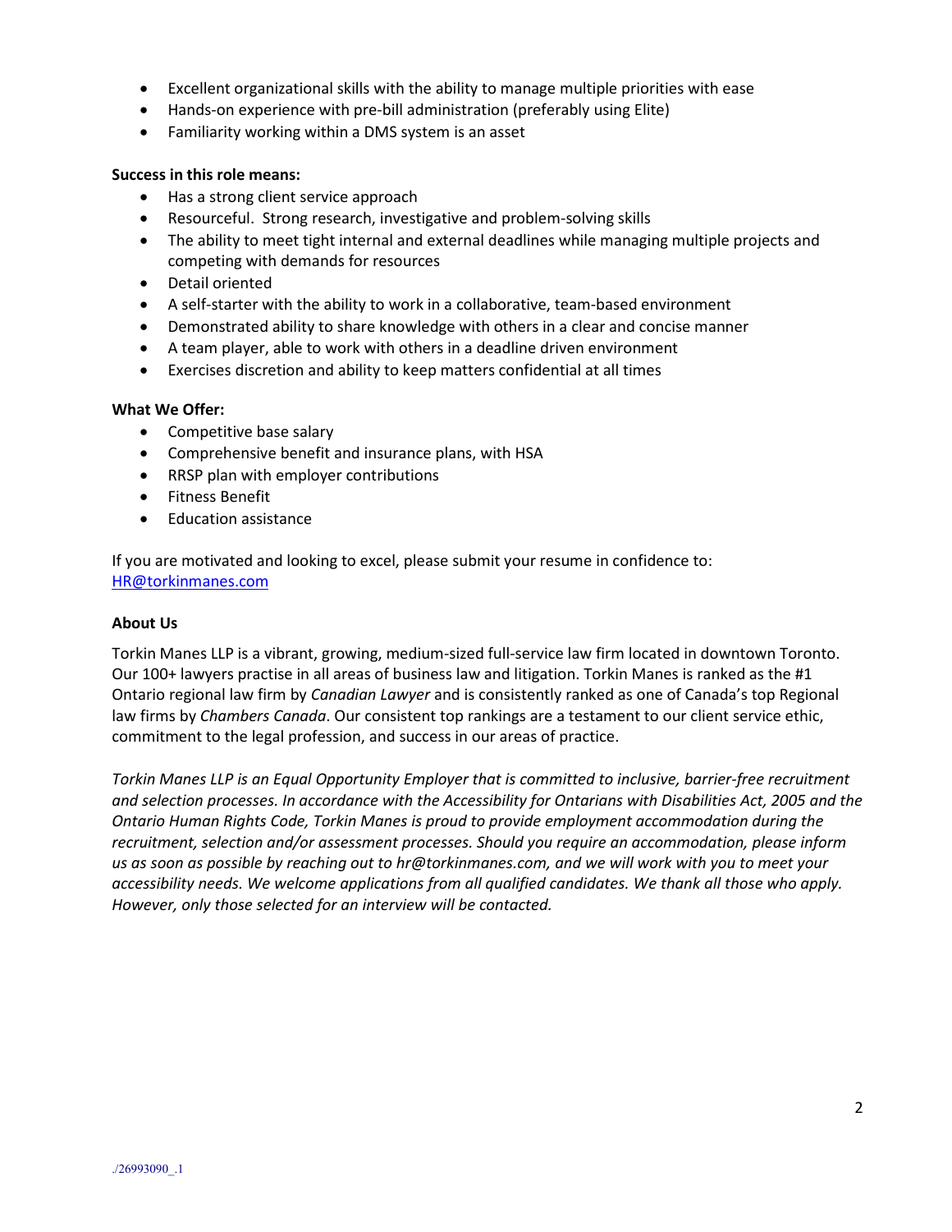- Excellent organizational skills with the ability to manage multiple priorities with ease
- Hands-on experience with pre-bill administration (preferably using Elite)
- Familiarity working within a DMS system is an asset

**Success in this role means:**

- Has a strong client service approach
- Resourceful. Strong research, investigative and problem-solving skills
- The ability to meet tight internal and external deadlines while managing multiple projects and competing with demands for resources
- Detail oriented
- A self-starter with the ability to work in a collaborative, team-based environment
- Demonstrated ability to share knowledge with others in a clear and concise manner
- A team player, able to work with others in a deadline driven environment
- Exercises discretion and ability to keep matters confidential at all times

**What We Offer:**

- Competitive base salary
- Comprehensive benefit and insurance plans, with HSA
- RRSP plan with employer contributions
- Fitness Benefit
- Education assistance

If you are motivated and looking to excel, please submit your resume in confidence to: [HR@torkinmanes.com](mailto:HR@torkinmanes.com)

**About Us**

Torkin Manes LLP is a vibrant, growing, medium-sized full-service law firm located in downtown Toronto. Our 100+ lawyers practise in all areas of business law and litigation. Torkin Manes is ranked as the #1 Ontario regional law firm by *Canadian Lawyer* and is consistently ranked as one of Canada's top Regional law firms by *Chambers Canada*. Our consistent top rankings are a testament to our client service ethic, commitment to the legal profession, and success in our areas of practice.

*Torkin Manes LLP is an Equal Opportunity Employer that is committed to inclusive, barrier-free recruitment and selection processes. In accordance with the Accessibility for Ontarians with Disabilities Act, 2005 and the Ontario Human Rights Code, Torkin Manes is proud to provide employment accommodation during the recruitment, selection and/or assessment processes. Should you require an accommodation, please inform us as soon as possible by reaching out to hr@torkinmanes.com, and we will work with you to meet your accessibility needs. We welcome applications from all qualified candidates. We thank all those who apply. However, only those selected for an interview will be contacted.*